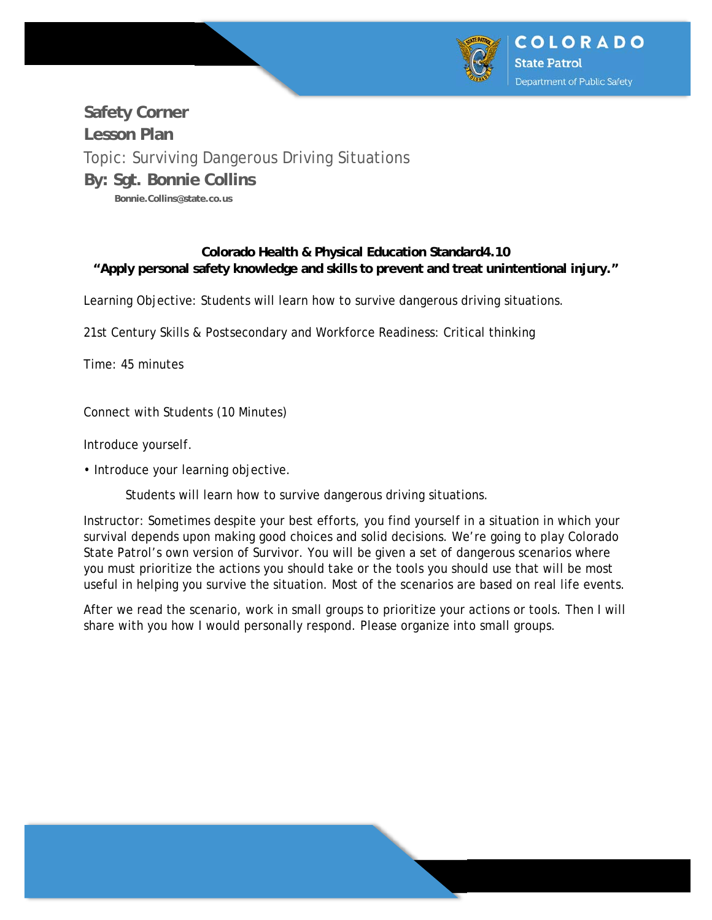# Safety Corner
# Lesson Plan

## Topic: Surviving Dangerous Driving Situations

### By: Sgt. Bonnie Collins

**Bonnie.Collins@state.co.us**

**Colorado Health & Physical Education Standard4.10**
**"Apply personal safety knowledge and skills to prevent and treat unintentional injury."**

Learning Objective: Students will learn how to survive dangerous driving situations.

21st Century Skills & Postsecondary and Workforce Readiness: Critical thinking

Time: 45 minutes

Connect with Students (10 Minutes)

Introduce yourself.

- Introduce your learning objective.

  Students will learn how to survive dangerous driving situations.

Instructor: Sometimes despite your best efforts, you find yourself in a situation in which your survival depends upon making good choices and solid decisions. We're going to play Colorado State Patrol's own version of Survivor. You will be given a set of dangerous scenarios where you must prioritize the actions you should take or the tools you should use that will be most useful in helping you survive the situation. Most of the scenarios are based on real life events.

After we read the scenario, work in small groups to prioritize your actions or tools. Then I will share with you how I would personally respond. Please organize into small groups.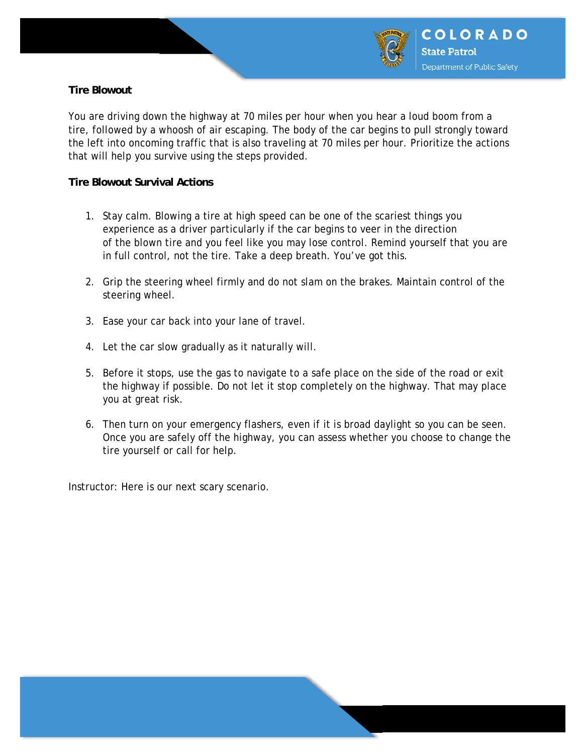**Tire Blowout**

You are driving down the highway at 70 miles per hour when you hear a loud boom from a tire, followed by a whoosh of air escaping. The body of the car begins to pull strongly toward the left into oncoming traffic that is also traveling at 70 miles per hour. Prioritize the actions that will help you survive using the steps provided.

**Tire Blowout Survival Actions**

1. Stay calm. Blowing a tire at high speed can be one of the scariest things you experience as a driver particularly if the car begins to veer in the direction of the blown tire and you feel like you may lose control. Remind yourself that you are in full control, not the tire. Take a deep breath. You've got this.

2. Grip the steering wheel firmly and do not slam on the brakes. Maintain control of the steering wheel.

3. Ease your car back into your lane of travel.

4. Let the car slow gradually as it naturally will.

5. Before it stops, use the gas to navigate to a safe place on the side of the road or exit the highway if possible. Do not let it stop completely on the highway. That may place you at great risk.

6. Then turn on your emergency flashers, even if it is broad daylight so you can be seen. Once you are safely off the highway, you can assess whether you choose to change the tire yourself or call for help.

Instructor: Here is our next scary scenario.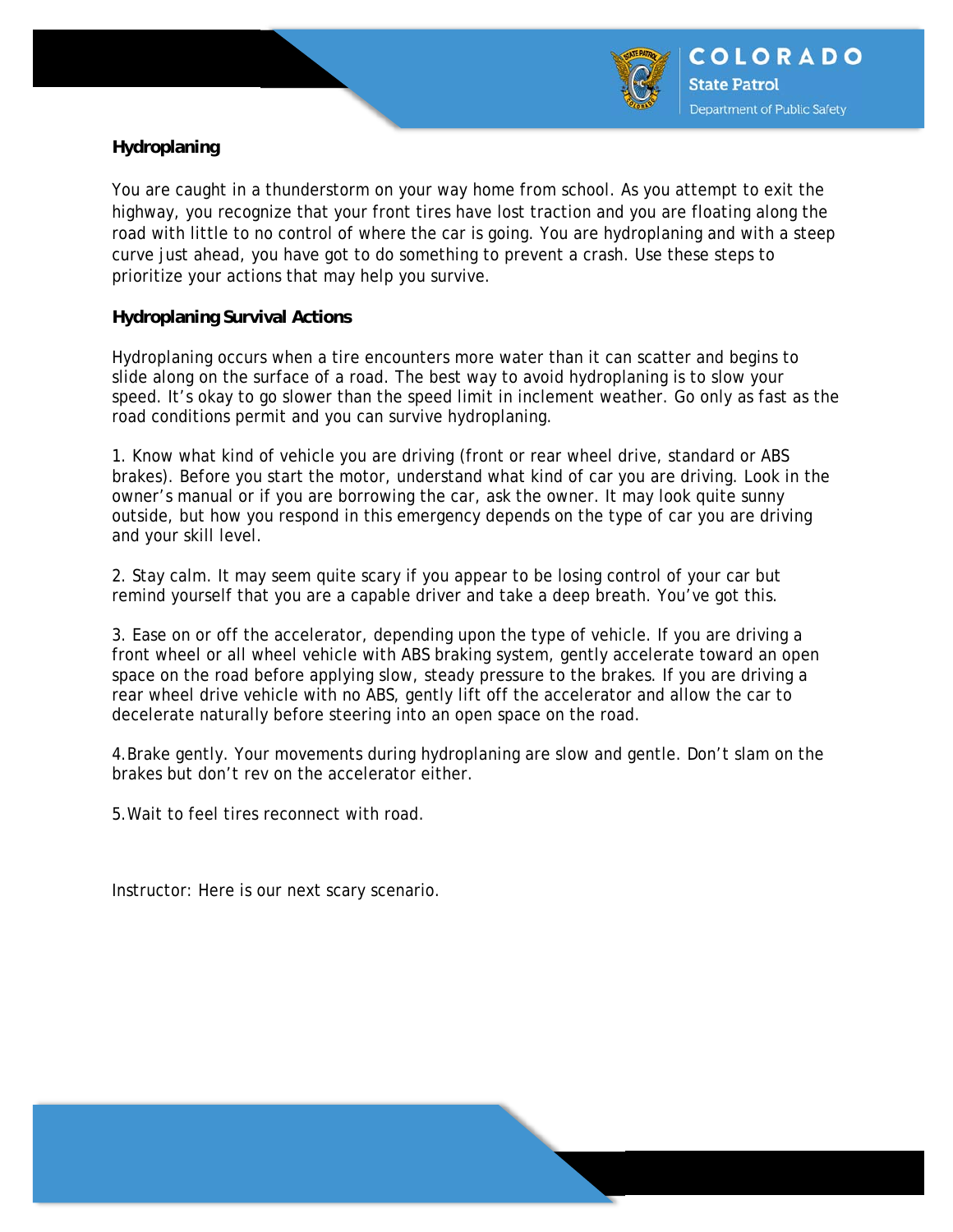**Hydroplaning**

You are caught in a thunderstorm on your way home from school. As you attempt to exit the highway, you recognize that your front tires have lost traction and you are floating along the road with little to no control of where the car is going. You are hydroplaning and with a steep curve just ahead, you have got to do something to prevent a crash. Use these steps to prioritize your actions that may help you survive.

**Hydroplaning Survival Actions**

Hydroplaning occurs when a tire encounters more water than it can scatter and begins to slide along on the surface of a road. The best way to avoid hydroplaning is to slow your speed. It's okay to go slower than the speed limit in inclement weather. Go only as fast as the road conditions permit and you can survive hydroplaning.

1. Know what kind of vehicle you are driving (front or rear wheel drive, standard or ABS brakes). Before you start the motor, understand what kind of car you are driving. Look in the owner's manual or if you are borrowing the car, ask the owner. It may look quite sunny outside, but how you respond in this emergency depends on the type of car you are driving and your skill level.

2. Stay calm. It may seem quite scary if you appear to be losing control of your car but remind yourself that you are a capable driver and take a deep breath. You've got this.

3. Ease on or off the accelerator, depending upon the type of vehicle. If you are driving a front wheel or all wheel vehicle with ABS braking system, gently accelerate toward an open space on the road before applying slow, steady pressure to the brakes. If you are driving a rear wheel drive vehicle with no ABS, gently lift off the accelerator and allow the car to decelerate naturally before steering into an open space on the road.

4. Brake gently. Your movements during hydroplaning are slow and gentle. Don't slam on the brakes but don't rev on the accelerator either.

5. Wait to feel tires reconnect with road.

Instructor: Here is our next scary scenario.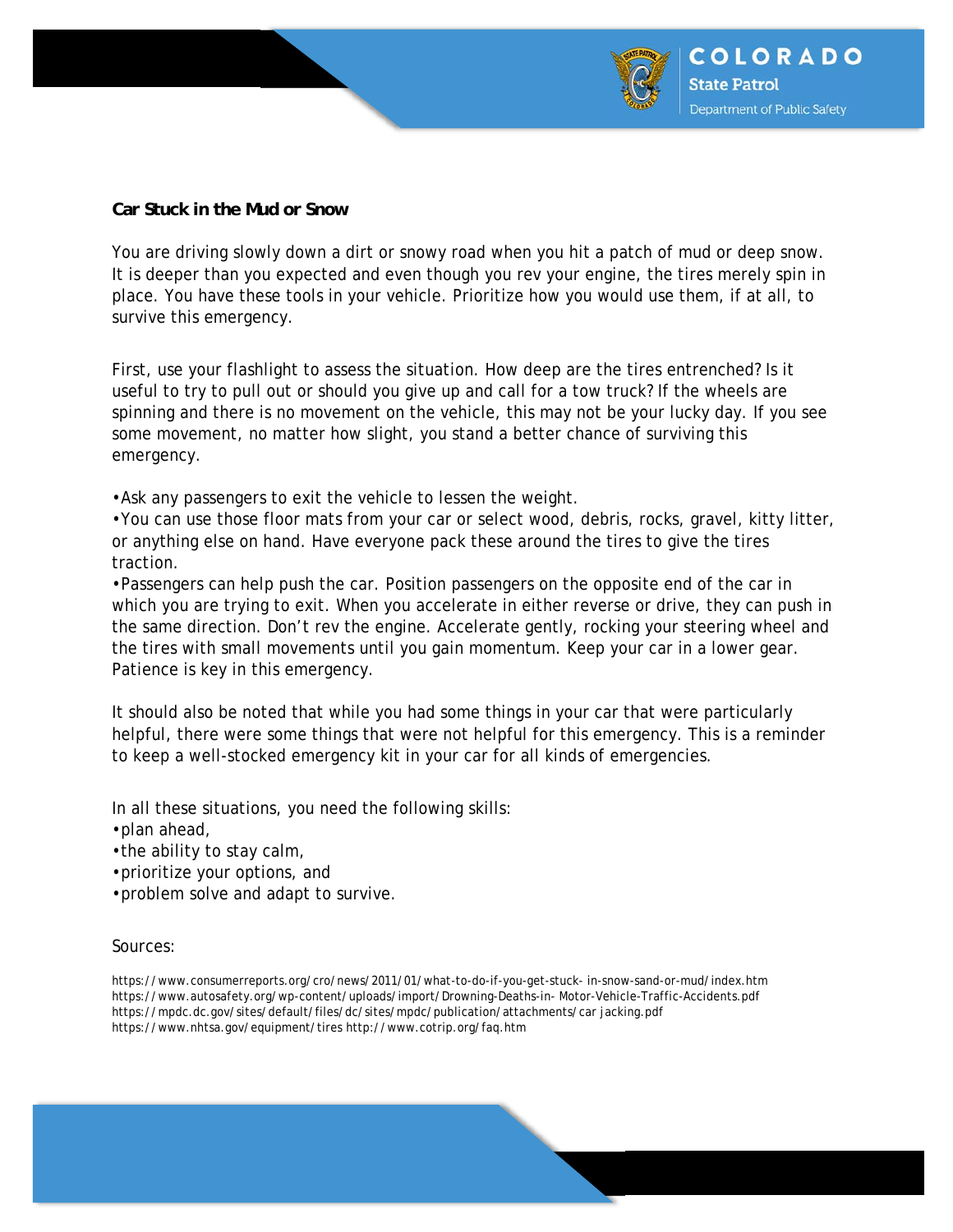**Car Stuck in the Mud or Snow**

You are driving slowly down a dirt or snowy road when you hit a patch of mud or deep snow. It is deeper than you expected and even though you rev your engine, the tires merely spin in place. You have these tools in your vehicle. Prioritize how you would use them, if at all, to survive this emergency.

First, use your flashlight to assess the situation. How deep are the tires entrenched? Is it useful to try to pull out or should you give up and call for a tow truck? If the wheels are spinning and there is no movement on the vehicle, this may not be your lucky day. If you see some movement, no matter how slight, you stand a better chance of surviving this emergency.

- Ask any passengers to exit the vehicle to lessen the weight.
- You can use those floor mats from your car or select wood, debris, rocks, gravel, kitty litter, or anything else on hand. Have everyone pack these around the tires to give the tires traction.
- Passengers can help push the car. Position passengers on the opposite end of the car in which you are trying to exit. When you accelerate in either reverse or drive, they can push in the same direction. Don't rev the engine. Accelerate gently, rocking your steering wheel and the tires with small movements until you gain momentum. Keep your car in a lower gear. Patience is key in this emergency.

It should also be noted that while you had some things in your car that were particularly helpful, there were some things that were not helpful for this emergency. This is a reminder to keep a well-stocked emergency kit in your car for all kinds of emergencies.

In all these situations, you need the following skills:

- plan ahead,
- the ability to stay calm,
- prioritize your options, and
- problem solve and adapt to survive.

Sources:

https://www.consumerreports.org/cro/news/2011/01/what-to-do-if-you-get-stuck- in-snow-sand-or-mud/index.htm
https://www.autosafety.org/wp-content/uploads/import/Drowning-Deaths-in- Motor-Vehicle-Traffic-Accidents.pdf
https://mpdc.dc.gov/sites/default/files/dc/sites/mpdc/publication/attachments/car jacking.pdf
https://www.nhtsa.gov/equipment/tires http://www.cotrip.org/faq.htm